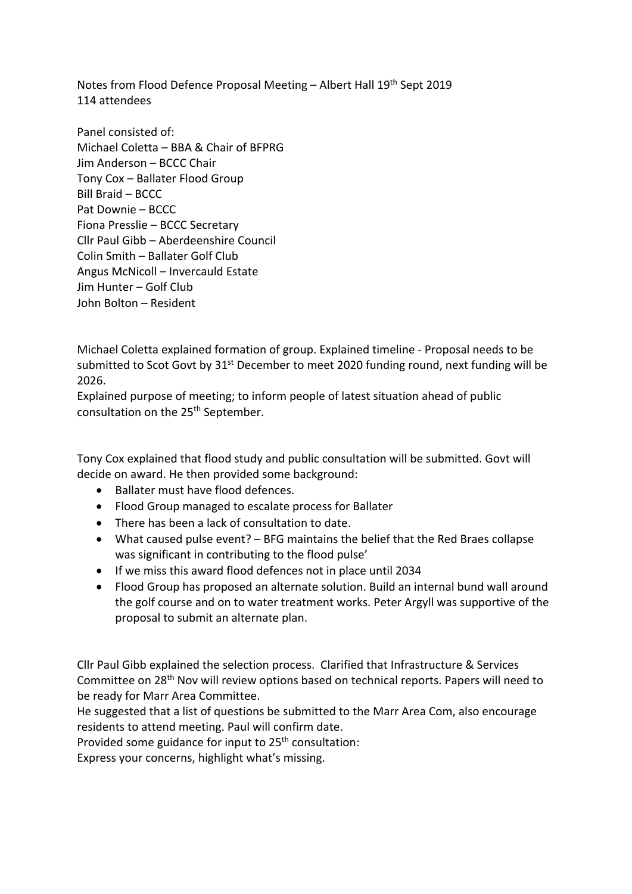Notes from Flood Defence Proposal Meeting – Albert Hall 19th Sept 2019
114 attendees

Panel consisted of:
Michael Coletta – BBA & Chair of BFPRG
Jim Anderson – BCCC Chair
Tony Cox – Ballater Flood Group
Bill Braid – BCCC
Pat Downie – BCCC
Fiona Presslie – BCCC Secretary
Cllr Paul Gibb – Aberdeenshire Council
Colin Smith – Ballater Golf Club
Angus McNicoll – Invercauld Estate
Jim Hunter – Golf Club
John Bolton – Resident

Michael Coletta explained formation of group. Explained timeline - Proposal needs to be submitted to Scot Govt by 31st December to meet 2020 funding round, next funding will be 2026.
Explained purpose of meeting; to inform people of latest situation ahead of public consultation on the 25th September.

Tony Cox explained that flood study and public consultation will be submitted. Govt will decide on award. He then provided some background:

- Ballater must have flood defences.
- Flood Group managed to escalate process for Ballater
- There has been a lack of consultation to date.
- What caused pulse event? – BFG maintains the belief that the Red Braes collapse was significant in contributing to the flood pulse'
- If we miss this award flood defences not in place until 2034
- Flood Group has proposed an alternate solution. Build an internal bund wall around the golf course and on to water treatment works. Peter Argyll was supportive of the proposal to submit an alternate plan.

Cllr Paul Gibb explained the selection process. Clarified that Infrastructure & Services Committee on 28th Nov will review options based on technical reports. Papers will need to be ready for Marr Area Committee.
He suggested that a list of questions be submitted to the Marr Area Com, also encourage residents to attend meeting. Paul will confirm date.
Provided some guidance for input to 25th consultation:
Express your concerns, highlight what's missing.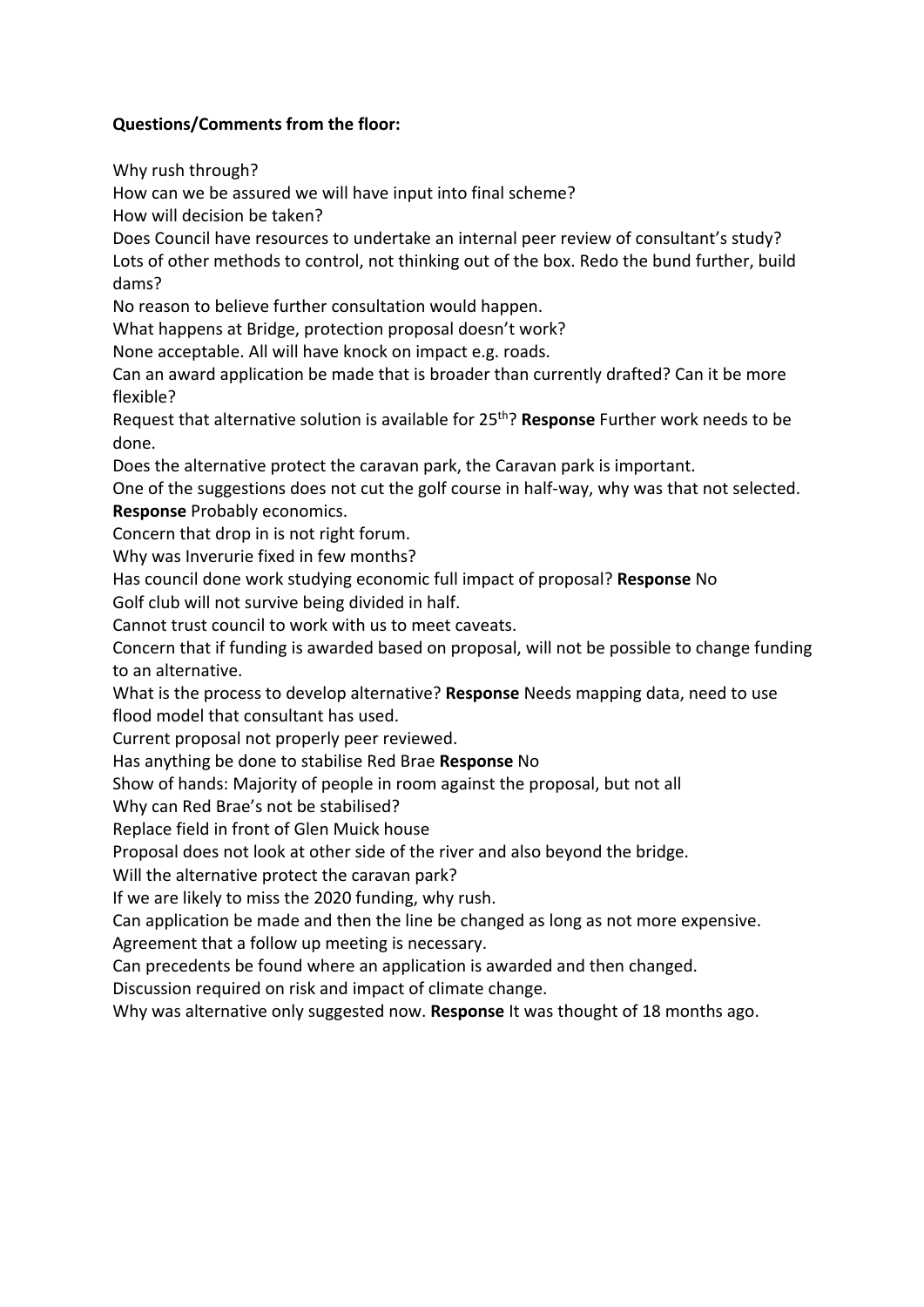**Questions/Comments from the floor:**

Why rush through?
How can we be assured we will have input into final scheme?
How will decision be taken?
Does Council have resources to undertake an internal peer review of consultant's study?
Lots of other methods to control, not thinking out of the box. Redo the bund further, build dams?
No reason to believe further consultation would happen.
What happens at Bridge, protection proposal doesn't work?
None acceptable. All will have knock on impact e.g. roads.
Can an award application be made that is broader than currently drafted? Can it be more flexible?
Request that alternative solution is available for 25th? **Response** Further work needs to be done.
Does the alternative protect the caravan park, the Caravan park is important.
One of the suggestions does not cut the golf course in half-way, why was that not selected. **Response** Probably economics.
Concern that drop in is not right forum.
Why was Inverurie fixed in few months?
Has council done work studying economic full impact of proposal? **Response** No
Golf club will not survive being divided in half.
Cannot trust council to work with us to meet caveats.
Concern that if funding is awarded based on proposal, will not be possible to change funding to an alternative.
What is the process to develop alternative? **Response** Needs mapping data, need to use flood model that consultant has used.
Current proposal not properly peer reviewed.
Has anything be done to stabilise Red Brae **Response** No
Show of hands: Majority of people in room against the proposal, but not all
Why can Red Brae's not be stabilised?
Replace field in front of Glen Muick house
Proposal does not look at other side of the river and also beyond the bridge.
Will the alternative protect the caravan park?
If we are likely to miss the 2020 funding, why rush.
Can application be made and then the line be changed as long as not more expensive.
Agreement that a follow up meeting is necessary.
Can precedents be found where an application is awarded and then changed.
Discussion required on risk and impact of climate change.
Why was alternative only suggested now. **Response** It was thought of 18 months ago.